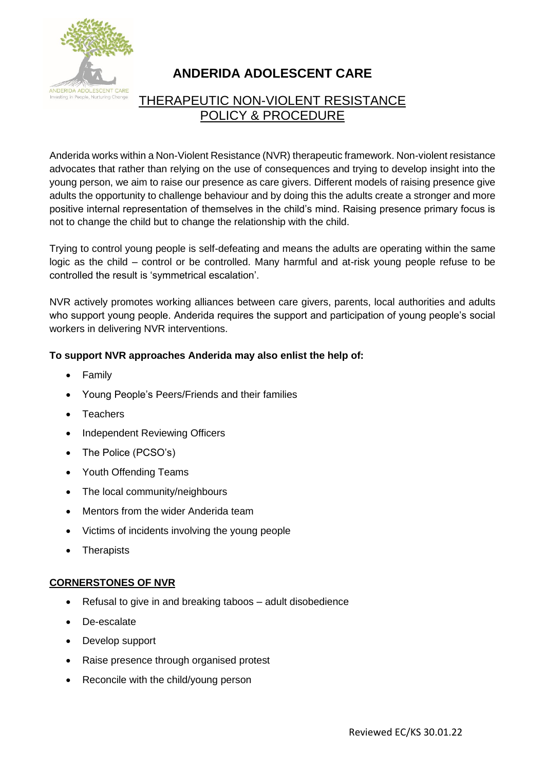# ANDERIDA ADOLESCENT CARE

## THERAPEUTIC NON-VIOLENT RESISTANCE POLICY & PROCEDURE

Anderida works within a Non-Violent Resistance (NVR) therapeutic framework. Non-violent resistance advocates that rather than relying on the use of consequences and trying to develop insight into the young person, we aim to raise our presence as care givers. Different models of raising presence give adults the opportunity to challenge behaviour and by doing this the adults create a stronger and more positive internal representation of themselves in the child's mind. Raising presence primary focus is not to change the child but to change the relationship with the child.

Trying to control young people is self-defeating and means the adults are operating within the same logic as the child – control or be controlled. Many harmful and at-risk young people refuse to be controlled the result is 'symmetrical escalation'.

NVR actively promotes working alliances between care givers, parents, local authorities and adults who support young people. Anderida requires the support and participation of young people's social workers in delivering NVR interventions.

**To support NVR approaches Anderida may also enlist the help of:**

- Family
- Young People's Peers/Friends and their families
- Teachers
- Independent Reviewing Officers
- The Police (PCSO's)
- Youth Offending Teams
- The local community/neighbours
- Mentors from the wider Anderida team
- Victims of incidents involving the young people
- Therapists

### CORNERSTONES OF NVR

- Refusal to give in and breaking taboos – adult disobedience
- De-escalate
- Develop support
- Raise presence through organised protest
- Reconcile with the child/young person

Reviewed EC/KS 30.01.22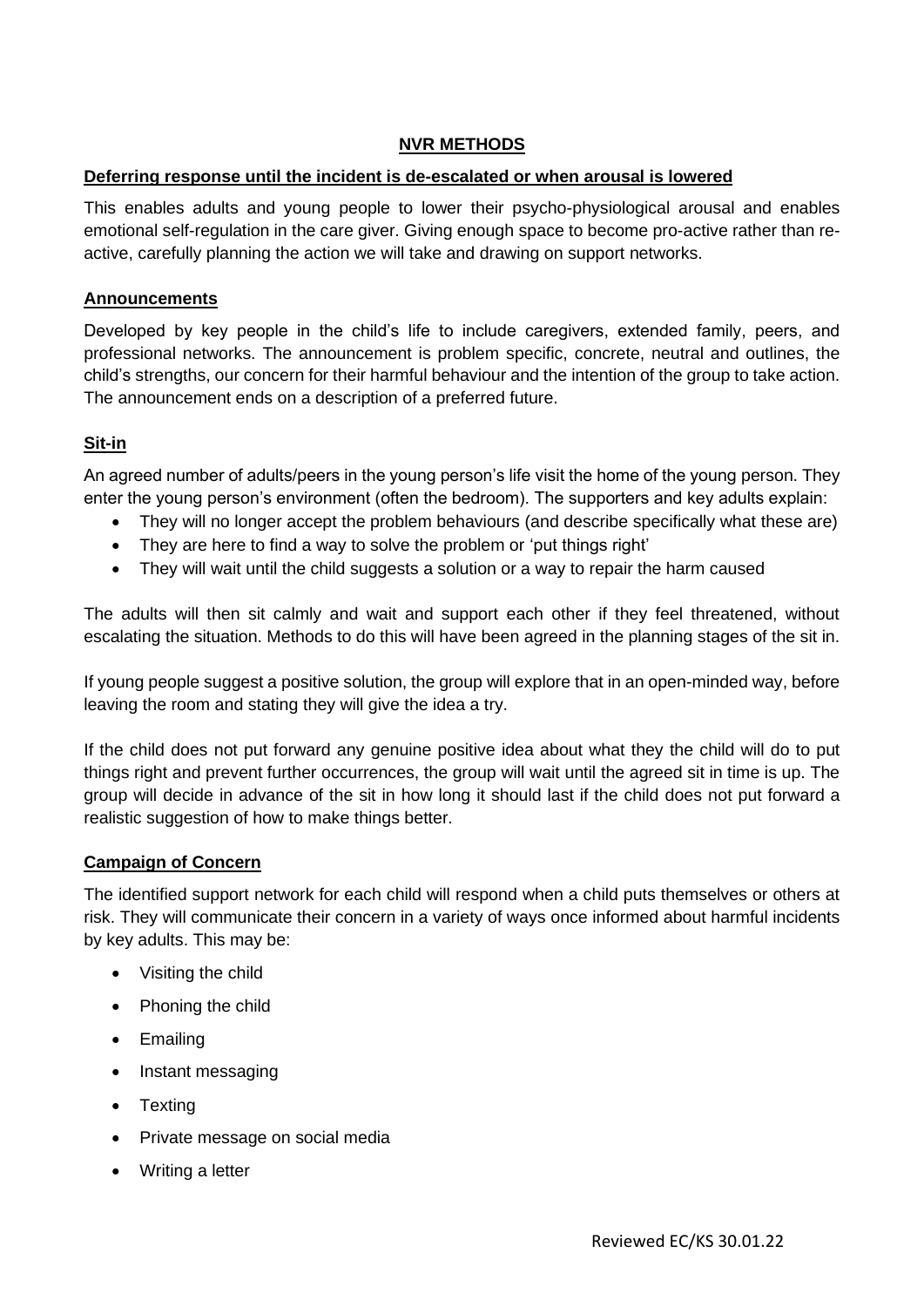## NVR METHODS

### Deferring response until the incident is de-escalated or when arousal is lowered

This enables adults and young people to lower their psycho-physiological arousal and enables emotional self-regulation in the care giver. Giving enough space to become pro-active rather than re-active, carefully planning the action we will take and drawing on support networks.

### Announcements

Developed by key people in the child's life to include caregivers, extended family, peers, and professional networks. The announcement is problem specific, concrete, neutral and outlines, the child's strengths, our concern for their harmful behaviour and the intention of the group to take action. The announcement ends on a description of a preferred future.

### Sit-in

An agreed number of adults/peers in the young person's life visit the home of the young person. They enter the young person's environment (often the bedroom). The supporters and key adults explain:

- They will no longer accept the problem behaviours (and describe specifically what these are)
- They are here to find a way to solve the problem or 'put things right'
- They will wait until the child suggests a solution or a way to repair the harm caused

The adults will then sit calmly and wait and support each other if they feel threatened, without escalating the situation. Methods to do this will have been agreed in the planning stages of the sit in.

If young people suggest a positive solution, the group will explore that in an open-minded way, before leaving the room and stating they will give the idea a try.

If the child does not put forward any genuine positive idea about what they the child will do to put things right and prevent further occurrences, the group will wait until the agreed sit in time is up. The group will decide in advance of the sit in how long it should last if the child does not put forward a realistic suggestion of how to make things better.

### Campaign of Concern

The identified support network for each child will respond when a child puts themselves or others at risk. They will communicate their concern in a variety of ways once informed about harmful incidents by key adults. This may be:

- Visiting the child
- Phoning the child
- Emailing
- Instant messaging
- Texting
- Private message on social media
- Writing a letter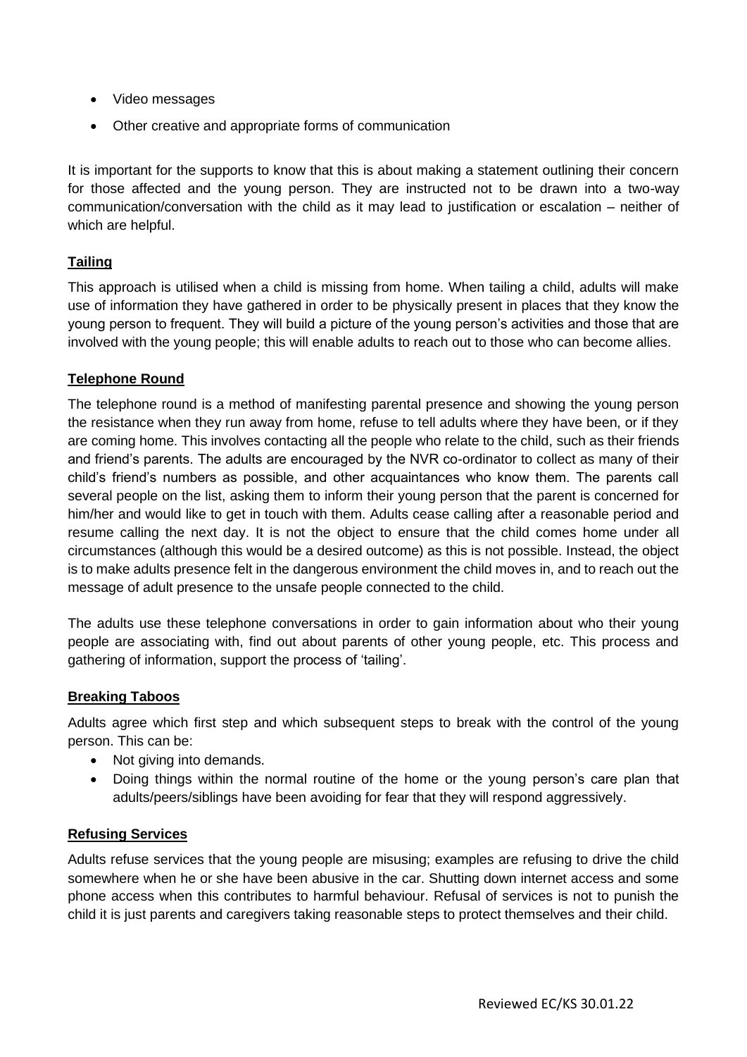- Video messages
- Other creative and appropriate forms of communication

It is important for the supports to know that this is about making a statement outlining their concern for those affected and the young person. They are instructed not to be drawn into a two-way communication/conversation with the child as it may lead to justification or escalation – neither of which are helpful.

**Tailing**

This approach is utilised when a child is missing from home. When tailing a child, adults will make use of information they have gathered in order to be physically present in places that they know the young person to frequent. They will build a picture of the young person's activities and those that are involved with the young people; this will enable adults to reach out to those who can become allies.

**Telephone Round**

The telephone round is a method of manifesting parental presence and showing the young person the resistance when they run away from home, refuse to tell adults where they have been, or if they are coming home. This involves contacting all the people who relate to the child, such as their friends and friend's parents. The adults are encouraged by the NVR co-ordinator to collect as many of their child's friend's numbers as possible, and other acquaintances who know them. The parents call several people on the list, asking them to inform their young person that the parent is concerned for him/her and would like to get in touch with them. Adults cease calling after a reasonable period and resume calling the next day. It is not the object to ensure that the child comes home under all circumstances (although this would be a desired outcome) as this is not possible. Instead, the object is to make adults presence felt in the dangerous environment the child moves in, and to reach out the message of adult presence to the unsafe people connected to the child.

The adults use these telephone conversations in order to gain information about who their young people are associating with, find out about parents of other young people, etc. This process and gathering of information, support the process of 'tailing'.

**Breaking Taboos**

Adults agree which first step and which subsequent steps to break with the control of the young person. This can be:

- Not giving into demands.
- Doing things within the normal routine of the home or the young person's care plan that adults/peers/siblings have been avoiding for fear that they will respond aggressively.

**Refusing Services**

Adults refuse services that the young people are misusing; examples are refusing to drive the child somewhere when he or she have been abusive in the car. Shutting down internet access and some phone access when this contributes to harmful behaviour. Refusal of services is not to punish the child it is just parents and caregivers taking reasonable steps to protect themselves and their child.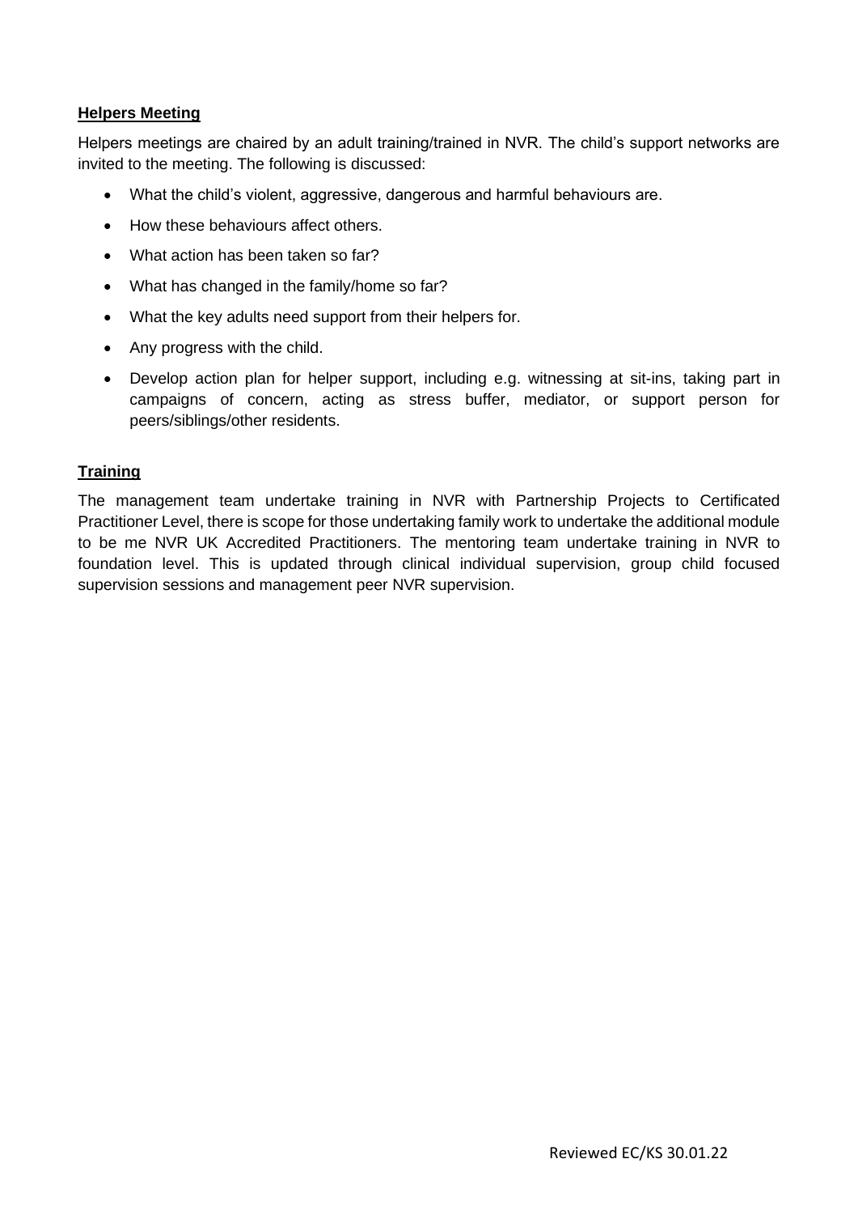**Helpers Meeting**

Helpers meetings are chaired by an adult training/trained in NVR. The child's support networks are invited to the meeting. The following is discussed:

- What the child's violent, aggressive, dangerous and harmful behaviours are.
- How these behaviours affect others.
- What action has been taken so far?
- What has changed in the family/home so far?
- What the key adults need support from their helpers for.
- Any progress with the child.
- Develop action plan for helper support, including e.g. witnessing at sit-ins, taking part in campaigns of concern, acting as stress buffer, mediator, or support person for peers/siblings/other residents.

**Training**

The management team undertake training in NVR with Partnership Projects to Certificated Practitioner Level, there is scope for those undertaking family work to undertake the additional module to be me NVR UK Accredited Practitioners. The mentoring team undertake training in NVR to foundation level. This is updated through clinical individual supervision, group child focused supervision sessions and management peer NVR supervision.

Reviewed EC/KS 30.01.22